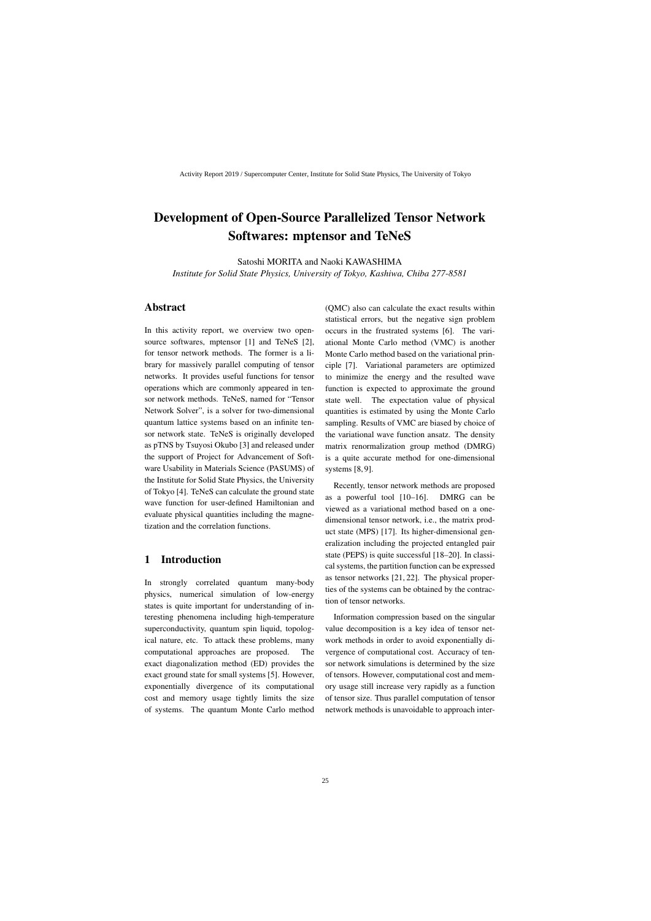# Development of Open-Source Parallelized Tensor Network Softwares: mptensor and TeNeS

Satoshi MORITA and Naoki KAWASHIMA

*Institute for Solid State Physics, University of Tokyo, Kashiwa, Chiba 277-8581*

## Abstract

In this activity report, we overview two open-source softwares, mptensor [1] and TeNeS [2], for tensor network methods. The former is a library for massively parallel computing of tensor networks. It provides useful functions for tensor operations which are commonly appeared in tensor network methods. TeNeS, named for "Tensor Network Solver", is a solver for two-dimensional quantum lattice systems based on an infinite tensor network state. TeNeS is originally developed as pTNS by Tsuyosi Okubo [3] and released under the support of Project for Advancement of Software Usability in Materials Science (PASUMS) of the Institute for Solid State Physics, the University of Tokyo [4]. TeNeS can calculate the ground state wave function for user-defined Hamiltonian and evaluate physical quantities including the magnetization and the correlation functions.

## 1 Introduction

In strongly correlated quantum many-body physics, numerical simulation of low-energy states is quite important for understanding of interesting phenomena including high-temperature superconductivity, quantum spin liquid, topological nature, etc. To attack these problems, many computational approaches are proposed. The exact diagonalization method (ED) provides the exact ground state for small systems [5]. However, exponentially divergence of its computational cost and memory usage tightly limits the size of systems. The quantum Monte Carlo method (QMC) also can calculate the exact results within statistical errors, but the negative sign problem occurs in the frustrated systems [6]. The variational Monte Carlo method (VMC) is another Monte Carlo method based on the variational principle [7]. Variational parameters are optimized to minimize the energy and the resulted wave function is expected to approximate the ground state well. The expectation value of physical quantities is estimated by using the Monte Carlo sampling. Results of VMC are biased by choice of the variational wave function ansatz. The density matrix renormalization group method (DMRG) is a quite accurate method for one-dimensional systems [8, 9].

Recently, tensor network methods are proposed as a powerful tool [10–16]. DMRG can be viewed as a variational method based on a one-dimensional tensor network, i.e., the matrix product state (MPS) [17]. Its higher-dimensional generalization including the projected entangled pair state (PEPS) is quite successful [18–20]. In classical systems, the partition function can be expressed as tensor networks [21, 22]. The physical properties of the systems can be obtained by the contraction of tensor networks.

Information compression based on the singular value decomposition is a key idea of tensor network methods in order to avoid exponentially divergence of computational cost. Accuracy of tensor network simulations is determined by the size of tensors. However, computational cost and memory usage still increase very rapidly as a function of tensor size. Thus parallel computation of tensor network methods is unavoidable to approach inter-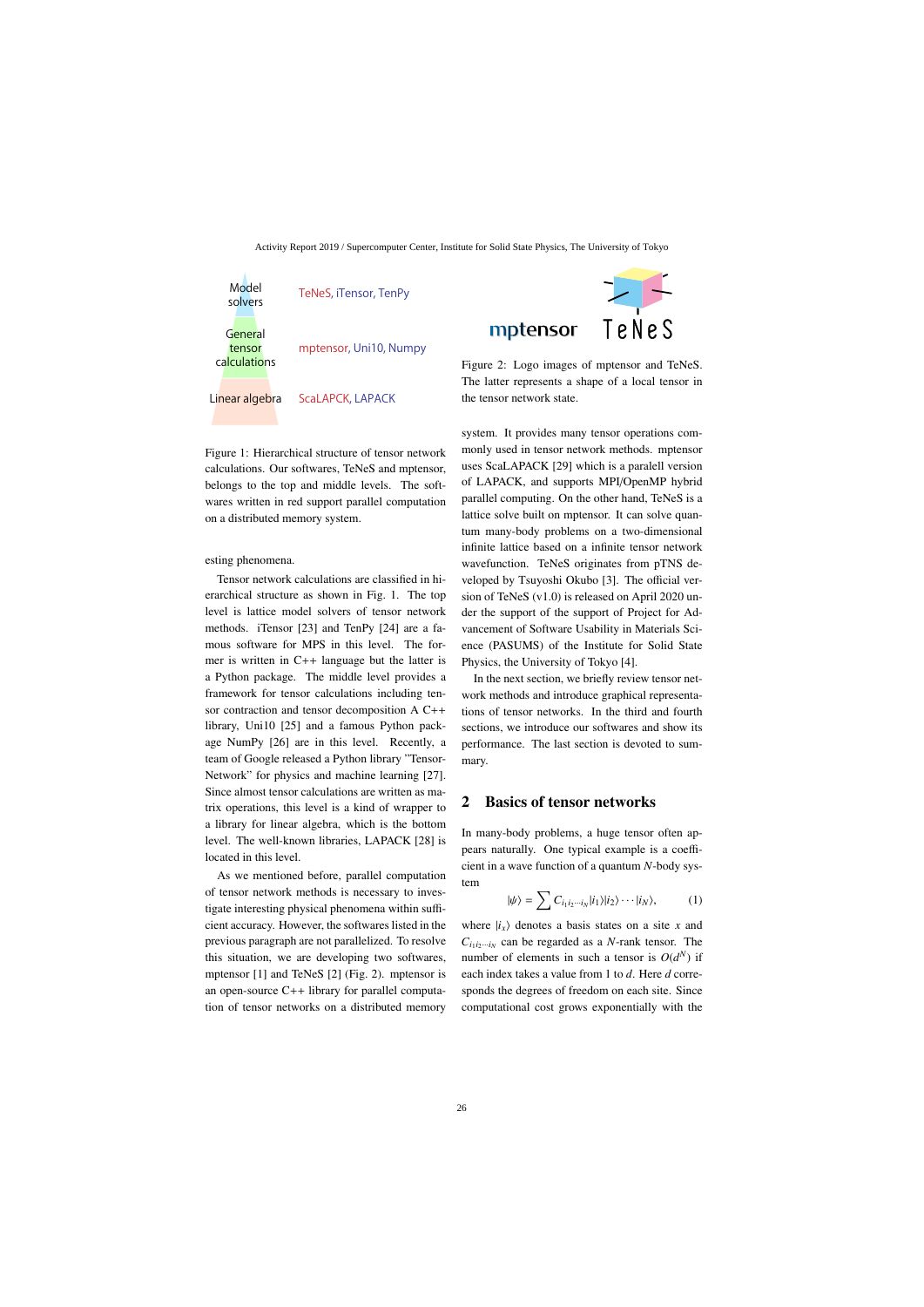Figure 1: Hierarchical structure of tensor network calculations. Our softwares, TeNeS and mptensor, belongs to the top and middle levels. The softwares written in red support parallel computation on a distributed memory system.

Figure 2: Logo images of mptensor and TeNeS. The latter represents a shape of a local tensor in the tensor network state.

esting phenomena.

Tensor network calculations are classified in hierarchical structure as shown in Fig. 1. The top level is lattice model solvers of tensor network methods. iTensor [23] and TenPy [24] are a famous software for MPS in this level. The former is written in C++ language but the latter is a Python package. The middle level provides a framework for tensor calculations including tensor contraction and tensor decomposition A C++ library, Uni10 [25] and a famous Python package NumPy [26] are in this level. Recently, a team of Google released a Python library "TensorNetwork" for physics and machine learning [27]. Since almost tensor calculations are written as matrix operations, this level is a kind of wrapper to a library for linear algebra, which is the bottom level. The well-known libraries, LAPACK [28] is located in this level.

As we mentioned before, parallel computation of tensor network methods is necessary to investigate interesting physical phenomena within sufficient accuracy. However, the softwares listed in the previous paragraph are not parallelized. To resolve this situation, we are developing two softwares, mptensor [1] and TeNeS [2] (Fig. 2). mptensor is an open-source C++ library for parallel computation of tensor networks on a distributed memory system. It provides many tensor operations commonly used in tensor network methods. mptensor uses ScaLAPACK [29] which is a paralell version of LAPACK, and supports MPI/OpenMP hybrid parallel computing. On the other hand, TeNeS is a lattice solve built on mptensor. It can solve quantum many-body problems on a two-dimensional infinite lattice based on a infinite tensor network wavefunction. TeNeS originates from pTNS developed by Tsuyoshi Okubo [3]. The official version of TeNeS (v1.0) is released on April 2020 under the support of the support of Project for Advancement of Software Usability in Materials Science (PASUMS) of the Institute for Solid State Physics, the University of Tokyo [4].

In the next section, we briefly review tensor network methods and introduce graphical representations of tensor networks. In the third and fourth sections, we introduce our softwares and show its performance. The last section is devoted to summary.

## 2 Basics of tensor networks

In many-body problems, a huge tensor often appears naturally. One typical example is a coefficient in a wave function of a quantum $N$-body system

$$|\psi\rangle = \sum C_{i_1 i_2 \cdots i_N} |i_1\rangle |i_2\rangle \cdots |i_N\rangle, \tag{1}$$

where $|i_x\rangle$ denotes a basis states on a site $x$ and $C_{i_1 i_2 \cdots i_N}$ can be regarded as a $N$-rank tensor. The number of elements in such a tensor is $O(d^N)$ if each index takes a value from 1 to $d$. Here $d$ corresponds the degrees of freedom on each site. Since computational cost grows exponentially with the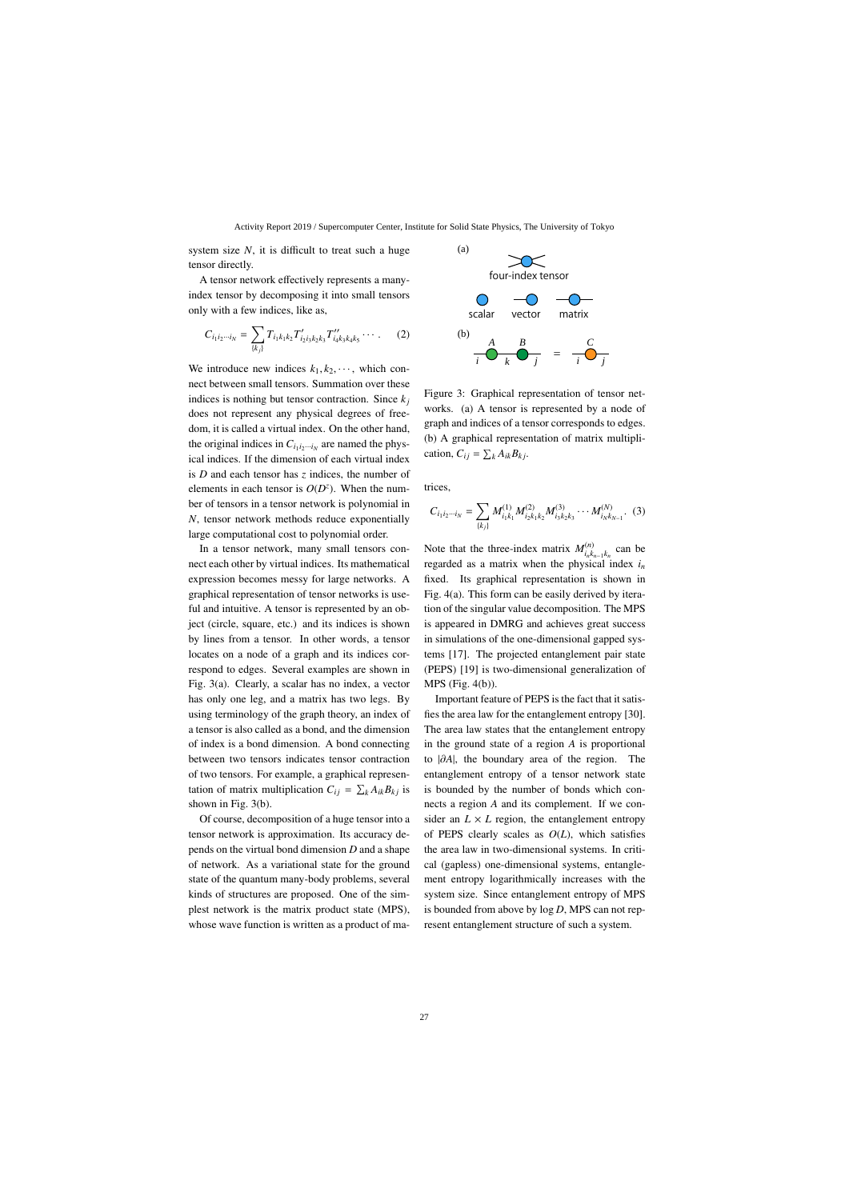system size $N$, it is difficult to treat such a huge tensor directly.

A tensor network effectively represents a many-index tensor by decomposing it into small tensors only with a few indices, like as,

$$C_{i_1 i_2 \cdots i_N} = \sum_{\{k_j\}} T_{i_1 k_1 k_2} T'_{i_2 i_3 k_2 k_3} T''_{i_4 k_3 k_4 k_5} \cdots . \quad (2)$$

We introduce new indices $k_1, k_2, \cdots$, which connect between small tensors. Summation over these indices is nothing but tensor contraction. Since $k_j$ does not represent any physical degrees of freedom, it is called a virtual index. On the other hand, the original indices in $C_{i_1 i_2 \cdots i_N}$ are named the physical indices. If the dimension of each virtual index is $D$ and each tensor has $z$ indices, the number of elements in each tensor is $O(D^z)$. When the number of tensors in a tensor network is polynomial in $N$, tensor network methods reduce exponentially large computational cost to polynomial order.

In a tensor network, many small tensors connect each other by virtual indices. Its mathematical expression becomes messy for large networks. A graphical representation of tensor networks is useful and intuitive. A tensor is represented by an object (circle, square, etc.) and its indices is shown by lines from a tensor. In other words, a tensor locates on a node of a graph and its indices correspond to edges. Several examples are shown in Fig. 3(a). Clearly, a scalar has no index, a vector has only one leg, and a matrix has two legs. By using terminology of the graph theory, an index of a tensor is also called as a bond, and the dimension of index is a bond dimension. A bond connecting between two tensors indicates tensor contraction of two tensors. For example, a graphical representation of matrix multiplication $C_{ij} = \sum_k A_{ik} B_{kj}$ is shown in Fig. 3(b).

Of course, decomposition of a huge tensor into a tensor network is approximation. Its accuracy depends on the virtual bond dimension $D$ and a shape of network. As a variational state for the ground state of the quantum many-body problems, several kinds of structures are proposed. One of the simplest network is the matrix product state (MPS), whose wave function is written as a product of matrices,

$$C_{i_1 i_2 \cdots i_N} = \sum_{\{k_j\}} M^{(1)}_{i_1 k_1} M^{(2)}_{i_2 k_1 k_2} M^{(3)}_{i_3 k_2 k_3} \cdots M^{(N)}_{i_N k_{N-1}} . \quad (3)$$

(a) four-index tensor; scalar, vector, matrix

(b) $A$, $B$ with indices $i$, $k$, $j$ = $C$ with indices $i$, $j$

Figure 3: Graphical representation of tensor networks. (a) A tensor is represented by a node of graph and indices of a tensor corresponds to edges. (b) A graphical representation of matrix multiplication, $C_{ij} = \sum_k A_{ik} B_{kj}$.

Note that the three-index matrix $M^{(n)}_{i_n k_{n-1} k_n}$ can be regarded as a matrix when the physical index $i_n$ fixed. Its graphical representation is shown in Fig. 4(a). This form can be easily derived by iteration of the singular value decomposition. The MPS is appeared in DMRG and achieves great success in simulations of the one-dimensional gapped systems [17]. The projected entanglement pair state (PEPS) [19] is two-dimensional generalization of MPS (Fig. 4(b)).

Important feature of PEPS is the fact that it satisfies the area law for the entanglement entropy [30]. The area law states that the entanglement entropy in the ground state of a region $A$ is proportional to $|\partial A|$, the boundary area of the region. The entanglement entropy of a tensor network state is bounded by the number of bonds which connects a region $A$ and its complement. If we consider an $L \times L$ region, the entanglement entropy of PEPS clearly scales as $O(L)$, which satisfies the area law in two-dimensional systems. In critical (gapless) one-dimensional systems, entanglement entropy logarithmically increases with the system size. Since entanglement entropy of MPS is bounded from above by $\log D$, MPS can not represent entanglement structure of such a system.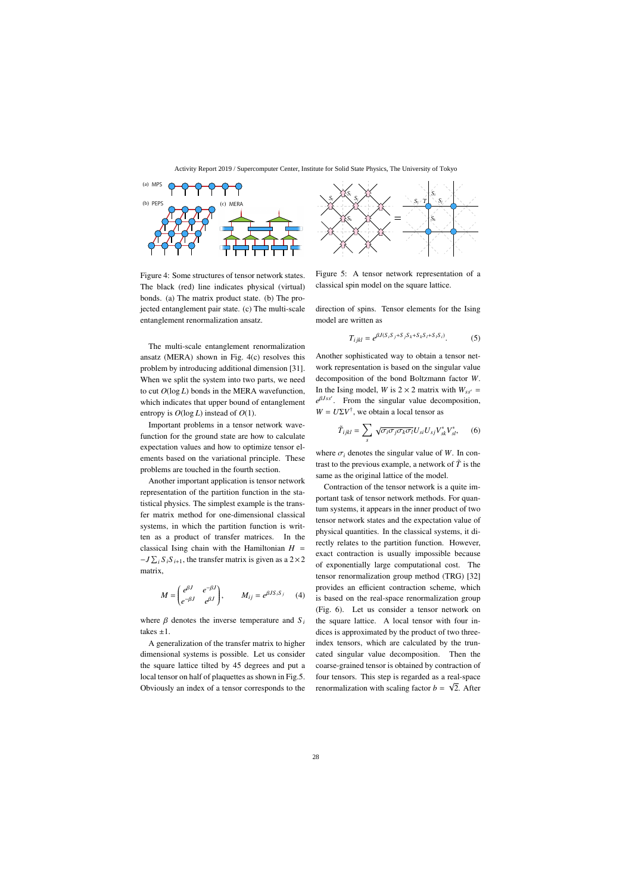Figure 4: Some structures of tensor network states. The black (red) line indicates physical (virtual) bonds. (a) The matrix product state. (b) The projected entanglement pair state. (c) The multi-scale entanglement renormalization ansatz.

The multi-scale entanglement renormalization ansatz (MERA) shown in Fig. 4(c) resolves this problem by introducing additional dimension [31]. When we split the system into two parts, we need to cut $O(\log L)$ bonds in the MERA wavefunction, which indicates that upper bound of entanglement entropy is $O(\log L)$ instead of $O(1)$.

Important problems in a tensor network wavefunction for the ground state are how to calculate expectation values and how to optimize tensor elements based on the variational principle. These problems are touched in the fourth section.

Another important application is tensor network representation of the partition function in the statistical physics. The simplest example is the transfer matrix method for one-dimensional classical systems, in which the partition function is written as a product of transfer matrices. In the classical Ising chain with the Hamiltonian $H = -J\sum_i S_i S_{i+1}$, the transfer matrix is given as a $2\times 2$ matrix,

$$M = \begin{pmatrix} e^{\beta J} & e^{-\beta J} \\ e^{-\beta J} & e^{\beta J} \end{pmatrix}, \qquad M_{ij} = e^{\beta J S_i S_j} \quad (4)$$

where $\beta$ denotes the inverse temperature and $S_i$ takes $\pm 1$.

A generalization of the transfer matrix to higher dimensional systems is possible. Let us consider the square lattice tilted by 45 degrees and put a local tensor on half of plaquettes as shown in Fig.5. Obviously an index of a tensor corresponds to the direction of spins. Tensor elements for the Ising model are written as

Figure 5: A tensor network representation of a classical spin model on the square lattice.

$$T_{ijkl} = e^{\beta J(S_i S_j + S_j S_k + S_k S_l + S_l S_i)}. \quad (5)$$

Another sophisticated way to obtain a tensor network representation is based on the singular value decomposition of the bond Boltzmann factor $W$. In the Ising model, $W$ is $2\times 2$ matrix with $W_{ss'} = e^{\beta J ss'}$. From the singular value decomposition, $W = U\Sigma V^\dagger$, we obtain a local tensor as

$$\tilde{T}_{ijkl} = \sum_s \sqrt{\sigma_i \sigma_j \sigma_k \sigma_l} U_{si} U_{sj} V^*_{sk} V^*_{sl}, \quad (6)$$

where $\sigma_i$ denotes the singular value of $W$. In contrast to the previous example, a network of $\tilde{T}$ is the same as the original lattice of the model.

Contraction of the tensor network is a quite important task of tensor network methods. For quantum systems, it appears in the inner product of two tensor network states and the expectation value of physical quantities. In the classical systems, it directly relates to the partition function. However, exact contraction is usually impossible because of exponentially large computational cost. The tensor renormalization group method (TRG) [32] provides an efficient contraction scheme, which is based on the real-space renormalization group (Fig. 6). Let us consider a tensor network on the square lattice. A local tensor with four indices is approximated by the product of two three-index tensors, which are calculated by the truncated singular value decomposition. Then the coarse-grained tensor is obtained by contraction of four tensors. This step is regarded as a real-space renormalization with scaling factor $b = \sqrt{2}$. After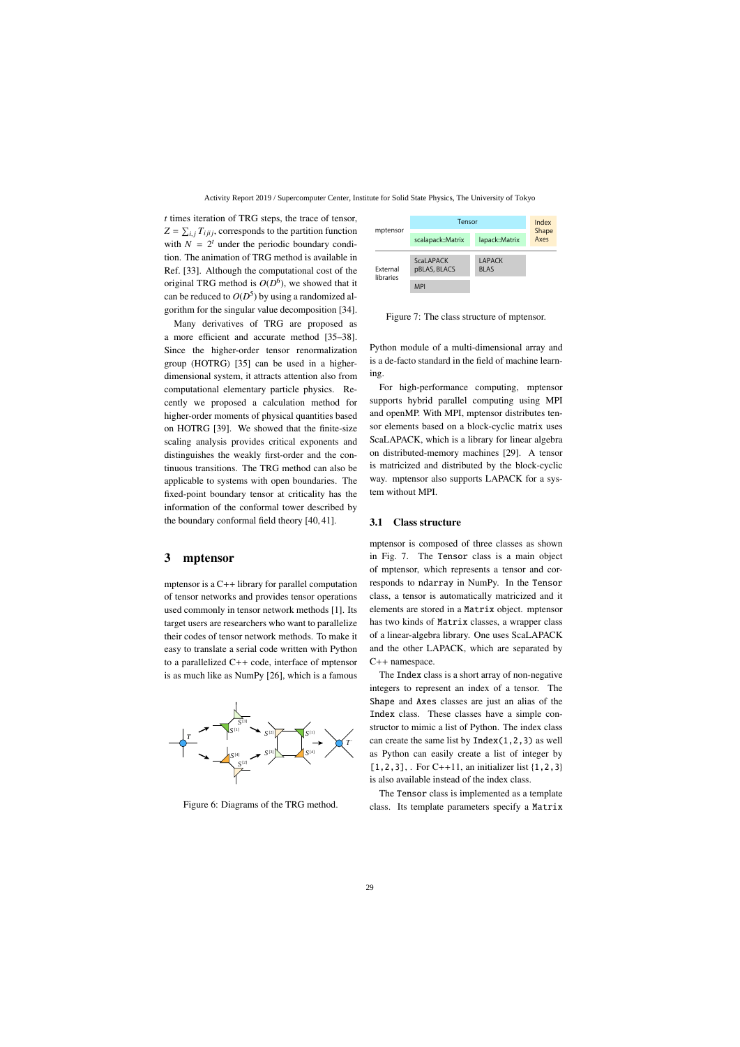$t$ times iteration of TRG steps, the trace of tensor, $Z = \sum_{i,j} T_{ijij}$, corresponds to the partition function with $N = 2^t$ under the periodic boundary condition. The animation of TRG method is available in Ref. [33]. Although the computational cost of the original TRG method is $O(D^6)$, we showed that it can be reduced to $O(D^5)$ by using a randomized algorithm for the singular value decomposition [34].

Many derivatives of TRG are proposed as a more efficient and accurate method [35–38]. Since the higher-order tensor renormalization group (HOTRG) [35] can be used in a higher-dimensional system, it attracts attention also from computational elementary particle physics. Recently we proposed a calculation method for higher-order moments of physical quantities based on HOTRG [39]. We showed that the finite-size scaling analysis provides critical exponents and distinguishes the weakly first-order and the continuous transitions. The TRG method can also be applicable to systems with open boundaries. The fixed-point boundary tensor at criticality has the information of the conformal tower described by the boundary conformal field theory [40, 41].

Figure 6: Diagrams of the TRG method.

## 3 mptensor

mptensor is a C++ library for parallel computation of tensor networks and provides tensor operations used commonly in tensor network methods [1]. Its target users are researchers who want to parallelize their codes of tensor network methods. To make it easy to translate a serial code written with Python to a parallelized C++ code, interface of mptensor is as much like as NumPy [26], which is a famous Python module of a multi-dimensional array and is a de-facto standard in the field of machine learning.

| | | | |
|---|---|---|---|
| mptensor | Tensor | | Index Shape Axes |
| | scalapack::Matrix | lapack::Matrix | |
| External libraries | ScaLAPACK pBLAS, BLACS | LAPACK BLAS | |
| | MPI | | |

Figure 7: The class structure of mptensor.

For high-performance computing, mptensor supports hybrid parallel computing using MPI and openMP. With MPI, mptensor distributes tensor elements based on a block-cyclic matrix uses ScaLAPACK, which is a library for linear algebra on distributed-memory machines [29]. A tensor is matricized and distributed by the block-cyclic way. mptensor also supports LAPACK for a system without MPI.

### 3.1 Class structure

mptensor is composed of three classes as shown in Fig. 7. The `Tensor` class is a main object of mptensor, which represents a tensor and corresponds to `ndarray` in NumPy. In the `Tensor` class, a tensor is automatically matricized and it elements are stored in a `Matrix` object. mptensor has two kinds of `Matrix` classes, a wrapper class of a linear-algebra library. One uses ScaLAPACK and the other LAPACK, which are separated by C++ namespace.

The `Index` class is a short array of non-negative integers to represent an index of a tensor. The `Shape` and `Axes` classes are just an alias of the `Index` class. These classes have a simple constructor to mimic a list of Python. The index class can create the same list by `Index(1,2,3)` as well as Python can easily create a list of integer by `[1,2,3]`, . For C++11, an initializer list `{1,2,3}` is also available instead of the index class.

The `Tensor` class is implemented as a template class. Its template parameters specify a `Matrix`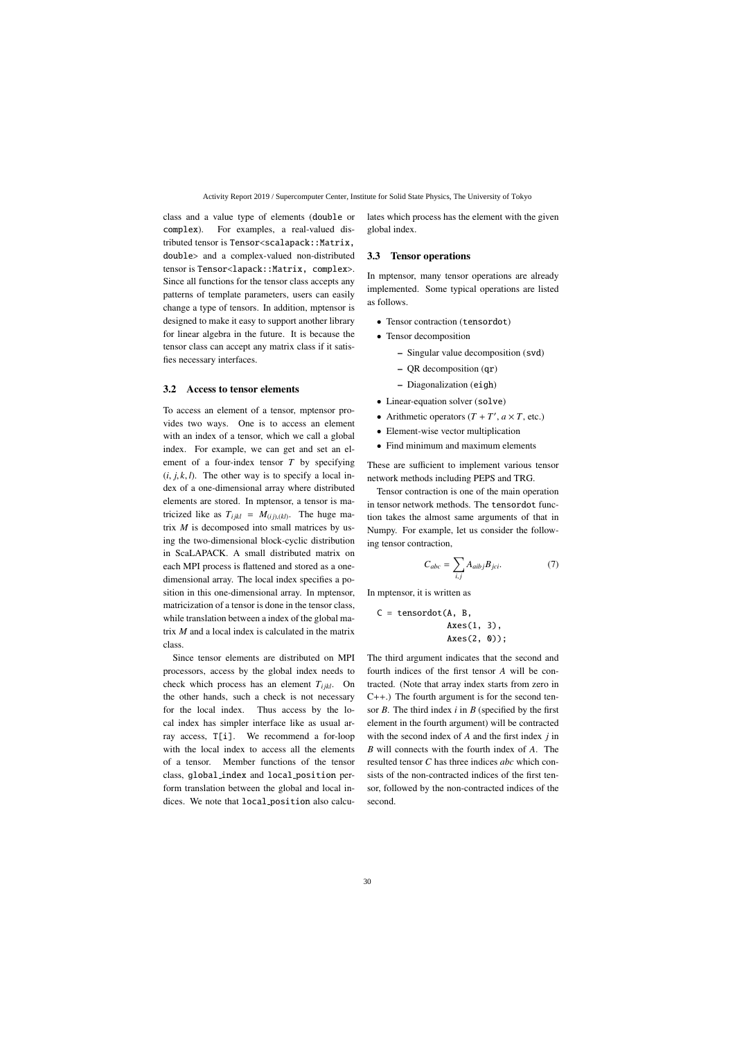class and a value type of elements (`double` or `complex`). For examples, a real-valued distributed tensor is `Tensor<scalapack::Matrix, double>` and a complex-valued non-distributed tensor is `Tensor<lapack::Matrix, complex>`. Since all functions for the tensor class accepts any patterns of template parameters, users can easily change a type of tensors. In addition, mptensor is designed to make it easy to support another library for linear algebra in the future. It is because the tensor class can accept any matrix class if it satisfies necessary interfaces.

### 3.2 Access to tensor elements

To access an element of a tensor, mptensor provides two ways. One is to access an element with an index of a tensor, which we call a global index. For example, we can get and set an element of a four-index tensor $T$ by specifying $(i, j, k, l)$. The other way is to specify a local index of a one-dimensional array where distributed elements are stored. In mptensor, a tensor is matricized like as $T_{ijkl} = M_{(ij),(kl)}$. The huge matrix $M$ is decomposed into small matrices by using the two-dimensional block-cyclic distribution in ScaLAPACK. A small distributed matrix on each MPI process is flattened and stored as a one-dimensional array. The local index specifies a position in this one-dimensional array. In mptensor, matricization of a tensor is done in the tensor class, while translation between a index of the global matrix $M$ and a local index is calculated in the matrix class.

Since tensor elements are distributed on MPI processors, access by the global index needs to check which process has an element $T_{ijkl}$. On the other hands, such a check is not necessary for the local index. Thus access by the local index has simpler interface like as usual array access, `T[i]`. We recommend a for-loop with the local index to access all the elements of a tensor. Member functions of the tensor class, `global_index` and `local_position` perform translation between the global and local indices. We note that `local_position` also calculates which process has the element with the given global index.

### 3.3 Tensor operations

In mptensor, many tensor operations are already implemented. Some typical operations are listed as follows.

- Tensor contraction (`tensordot`)
- Tensor decomposition
  - Singular value decomposition (`svd`)
  - QR decomposition (`qr`)
  - Diagonalization (`eigh`)
- Linear-equation solver (`solve`)
- Arithmetic operators ($T + T'$, $a \times T$, etc.)
- Element-wise vector multiplication
- Find minimum and maximum elements

These are sufficient to implement various tensor network methods including PEPS and TRG.

Tensor contraction is one of the main operation in tensor network methods. The `tensordot` function takes the almost same arguments of that in Numpy. For example, let us consider the following tensor contraction,

$$C_{abc} = \sum_{i,j} A_{aibj} B_{jci}. \tag{7}$$

In mptensor, it is written as

```
C = tensordot(A, B,
              Axes(1, 3),
              Axes(2, 0));
```

The third argument indicates that the second and fourth indices of the first tensor $A$ will be contracted. (Note that array index starts from zero in C++.) The fourth argument is for the second tensor $B$. The third index $i$ in $B$ (specified by the first element in the fourth argument) will be contracted with the second index of $A$ and the first index $j$ in $B$ will connects with the fourth index of $A$. The resulted tensor $C$ has three indices $abc$ which consists of the non-contracted indices of the first tensor, followed by the non-contracted indices of the second.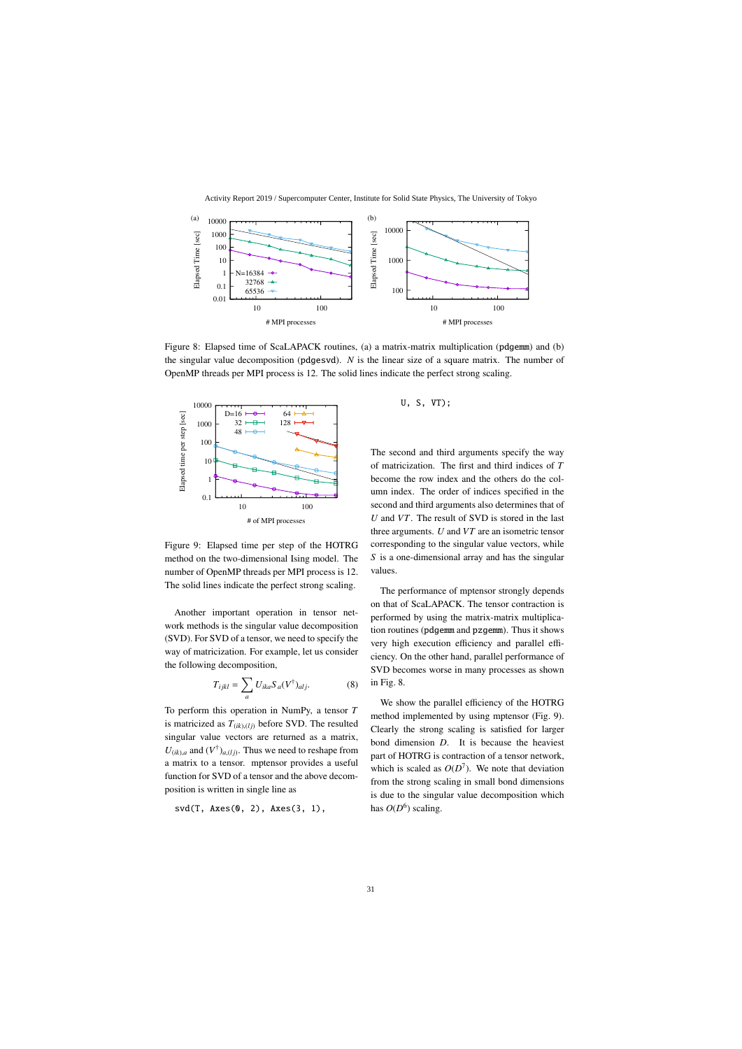Figure 8: Elapsed time of ScaLAPACK routines, (a) a matrix-matrix multiplication (pdgemm) and (b) the singular value decomposition (pdgesvd). $N$ is the linear size of a square matrix. The number of OpenMP threads per MPI process is 12. The solid lines indicate the perfect strong scaling.

Figure 9: Elapsed time per step of the HOTRG method on the two-dimensional Ising model. The number of OpenMP threads per MPI process is 12. The solid lines indicate the perfect strong scaling.

Another important operation in tensor network methods is the singular value decomposition (SVD). For SVD of a tensor, we need to specify the way of matricization. For example, let us consider the following decomposition,

$$T_{ijkl} = \sum_a U_{ika} S_a (V^\dagger)_{alj}. \tag{8}$$

To perform this operation in NumPy, a tensor $T$ is matricized as $T_{(ik),(lj)}$ before SVD. The resulted singular value vectors are returned as a matrix, $U_{(ik),a}$ and $(V^\dagger)_{a,(lj)}$. Thus we need to reshape from a matrix to a tensor. mptensor provides a useful function for SVD of a tensor and the above decomposition is written in single line as

```
svd(T, Axes(0, 2), Axes(3, 1),
    U, S, VT);
```

The second and third arguments specify the way of matricization. The first and third indices of $T$ become the row index and the others do the column index. The order of indices specified in the second and third arguments also determines that of $U$ and $VT$. The result of SVD is stored in the last three arguments. $U$ and $VT$ are an isometric tensor corresponding to the singular value vectors, while $S$ is a one-dimensional array and has the singular values.

The performance of mptensor strongly depends on that of ScaLAPACK. The tensor contraction is performed by using the matrix-matrix multiplication routines (pdgemm and pzgemm). Thus it shows very high execution efficiency and parallel efficiency. On the other hand, parallel performance of SVD becomes worse in many processes as shown in Fig. 8.

We show the parallel efficiency of the HOTRG method implemented by using mptensor (Fig. 9). Clearly the strong scaling is satisfied for larger bond dimension $D$. It is because the heaviest part of HOTRG is contraction of a tensor network, which is scaled as $O(D^7)$. We note that deviation from the strong scaling in small bond dimensions is due to the singular value decomposition which has $O(D^6)$ scaling.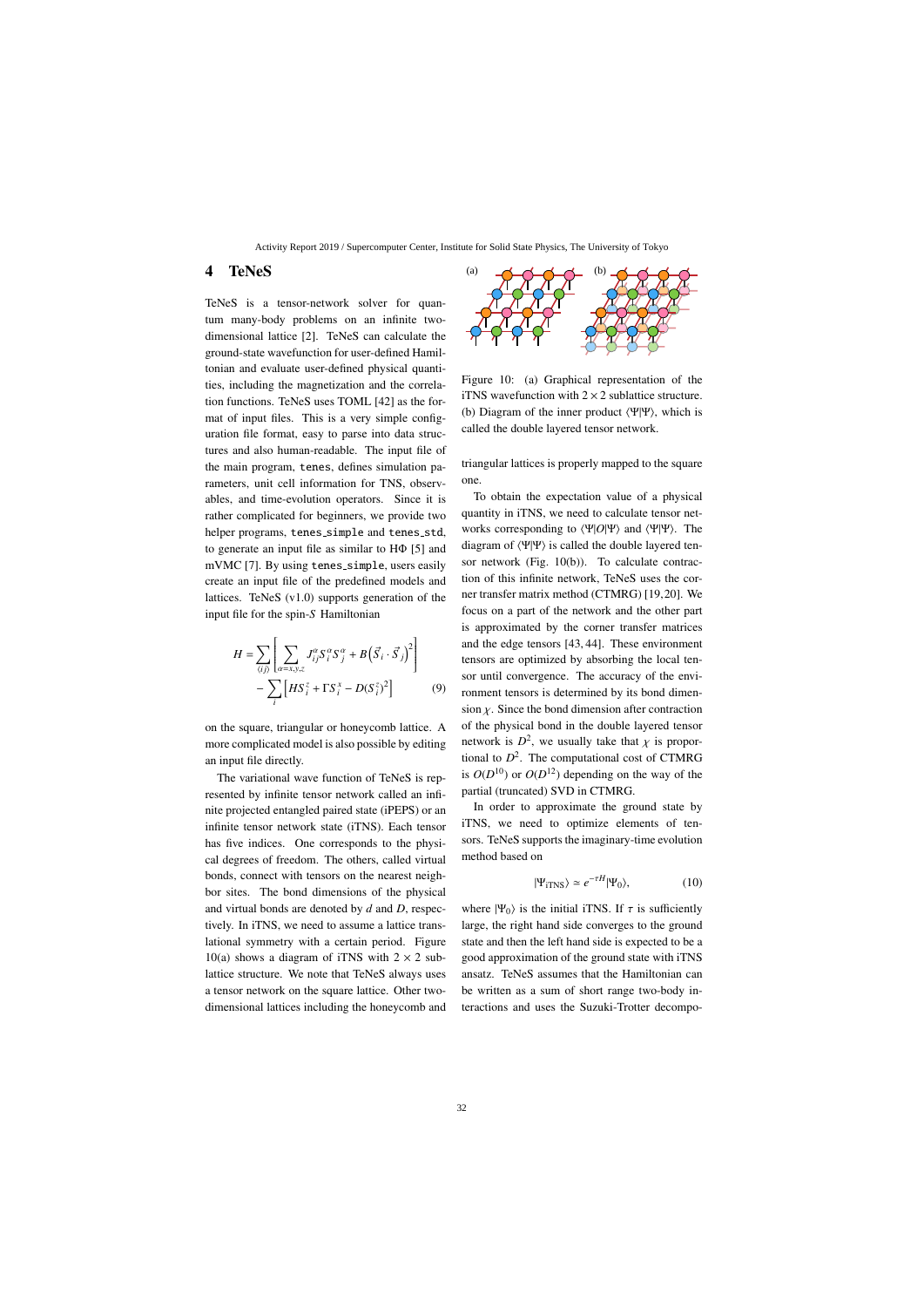## 4 TeNeS

TeNeS is a tensor-network solver for quantum many-body problems on an infinite two-dimensional lattice [2]. TeNeS can calculate the ground-state wavefunction for user-defined Hamiltonian and evaluate user-defined physical quantities, including the magnetization and the correlation functions. TeNeS uses TOML [42] as the format of input files. This is a very simple configuration file format, easy to parse into data structures and also human-readable. The input file of the main program, `tenes`, defines simulation parameters, unit cell information for TNS, observables, and time-evolution operators. Since it is rather complicated for beginners, we provide two helper programs, `tenes_simple` and `tenes_std`, to generate an input file as similar to HΦ [5] and mVMC [7]. By using `tenes_simple`, users easily create an input file of the predefined models and lattices. TeNeS (v1.0) supports generation of the input file for the spin-$S$ Hamiltonian

$$
\begin{aligned}
H = &\sum_{\langle ij \rangle} \left[ \sum_{\alpha=x,y,z} J_{ij}^{\alpha} S_i^{\alpha} S_j^{\alpha} + B\left(\vec{S}_i \cdot \vec{S}_j\right)^2 \right] \\
&- \sum_i \left[ H S_i^z + \Gamma S_i^x - D(S_i^z)^2 \right] \qquad (9)
\end{aligned}
$$

on the square, triangular or honeycomb lattice. A more complicated model is also possible by editing an input file directly.

The variational wave function of TeNeS is represented by infinite tensor network called an infinite projected entangled paired state (iPEPS) or an infinite tensor network state (iTNS). Each tensor has five indices. One corresponds to the physical degrees of freedom. The others, called virtual bonds, connect with tensors on the nearest neighbor sites. The bond dimensions of the physical and virtual bonds are denoted by $d$ and $D$, respectively. In iTNS, we need to assume a lattice translational symmetry with a certain period. Figure 10(a) shows a diagram of iTNS with $2 \times 2$ sublattice structure. We note that TeNeS always uses a tensor network on the square lattice. Other two-dimensional lattices including the honeycomb and triangular lattices is properly mapped to the square one.

Figure 10: (a) Graphical representation of the iTNS wavefunction with $2 \times 2$ sublattice structure. (b) Diagram of the inner product $\langle \Psi | \Psi \rangle$, which is called the double layered tensor network.

To obtain the expectation value of a physical quantity in iTNS, we need to calculate tensor networks corresponding to $\langle \Psi | O | \Psi \rangle$ and $\langle \Psi | \Psi \rangle$. The diagram of $\langle \Psi | \Psi \rangle$ is called the double layered tensor network (Fig. 10(b)). To calculate contraction of this infinite network, TeNeS uses the corner transfer matrix method (CTMRG) [19, 20]. We focus on a part of the network and the other part is approximated by the corner transfer matrices and the edge tensors [43, 44]. These environment tensors are optimized by absorbing the local tensor until convergence. The accuracy of the environment tensors is determined by its bond dimension $\chi$. Since the bond dimension after contraction of the physical bond in the double layered tensor network is $D^2$, we usually take that $\chi$ is proportional to $D^2$. The computational cost of CTMRG is $O(D^{10})$ or $O(D^{12})$ depending on the way of the partial (truncated) SVD in CTMRG.

In order to approximate the ground state by iTNS, we need to optimize elements of tensors. TeNeS supports the imaginary-time evolution method based on

$$
|\Psi_{\text{iTNS}}\rangle \simeq e^{-\tau H} |\Psi_0\rangle, \qquad (10)
$$

where $|\Psi_0\rangle$ is the initial iTNS. If $\tau$ is sufficiently large, the right hand side converges to the ground state and then the left hand side is expected to be a good approximation of the ground state with iTNS ansatz. TeNeS assumes that the Hamiltonian can be written as a sum of short range two-body interactions and uses the Suzuki-Trotter decompo-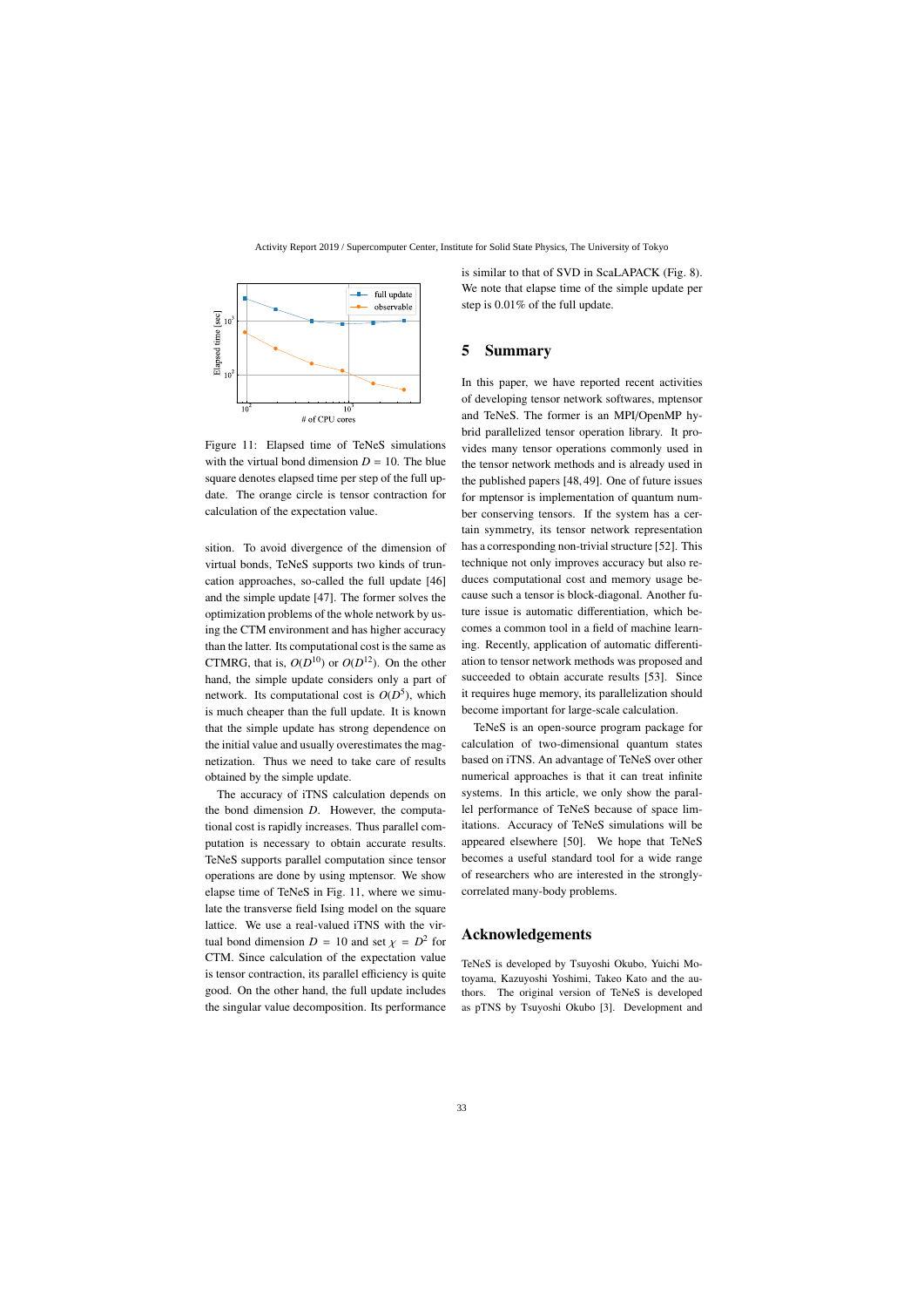Figure 11: Elapsed time of TeNeS simulations with the virtual bond dimension $D = 10$. The blue square denotes elapsed time per step of the full update. The orange circle is tensor contraction for calculation of the expectation value.

sition. To avoid divergence of the dimension of virtual bonds, TeNeS supports two kinds of truncation approaches, so-called the full update [46] and the simple update [47]. The former solves the optimization problems of the whole network by using the CTM environment and has higher accuracy than the latter. Its computational cost is the same as CTMRG, that is, $O(D^{10})$ or $O(D^{12})$. On the other hand, the simple update considers only a part of network. Its computational cost is $O(D^5)$, which is much cheaper than the full update. It is known that the simple update has strong dependence on the initial value and usually overestimates the magnetization. Thus we need to take care of results obtained by the simple update.

The accuracy of iTNS calculation depends on the bond dimension $D$. However, the computational cost is rapidly increases. Thus parallel computation is necessary to obtain accurate results. TeNeS supports parallel computation since tensor operations are done by using mptensor. We show elapse time of TeNeS in Fig. 11, where we simulate the transverse field Ising model on the square lattice. We use a real-valued iTNS with the virtual bond dimension $D = 10$ and set $\chi = D^2$ for CTM. Since calculation of the expectation value is tensor contraction, its parallel efficiency is quite good. On the other hand, the full update includes the singular value decomposition. Its performance is similar to that of SVD in ScaLAPACK (Fig. 8). We note that elapse time of the simple update per step is 0.01% of the full update.

## 5 Summary

In this paper, we have reported recent activities of developing tensor network softwares, mptensor and TeNeS. The former is an MPI/OpenMP hybrid parallelized tensor operation library. It provides many tensor operations commonly used in the tensor network methods and is already used in the published papers [48, 49]. One of future issues for mptensor is implementation of quantum number conserving tensors. If the system has a certain symmetry, its tensor network representation has a corresponding non-trivial structure [52]. This technique not only improves accuracy but also reduces computational cost and memory usage because such a tensor is block-diagonal. Another future issue is automatic differentiation, which becomes a common tool in a field of machine learning. Recently, application of automatic differentiation to tensor network methods was proposed and succeeded to obtain accurate results [53]. Since it requires huge memory, its parallelization should become important for large-scale calculation.

TeNeS is an open-source program package for calculation of two-dimensional quantum states based on iTNS. An advantage of TeNeS over other numerical approaches is that it can treat infinite systems. In this article, we only show the parallel performance of TeNeS because of space limitations. Accuracy of TeNeS simulations will be appeared elsewhere [50]. We hope that TeNeS becomes a useful standard tool for a wide range of researchers who are interested in the strongly-correlated many-body problems.

## Acknowledgements

TeNeS is developed by Tsuyoshi Okubo, Yuichi Motoyama, Kazuyoshi Yoshimi, Takeo Kato and the authors. The original version of TeNeS is developed as pTNS by Tsuyoshi Okubo [3]. Development and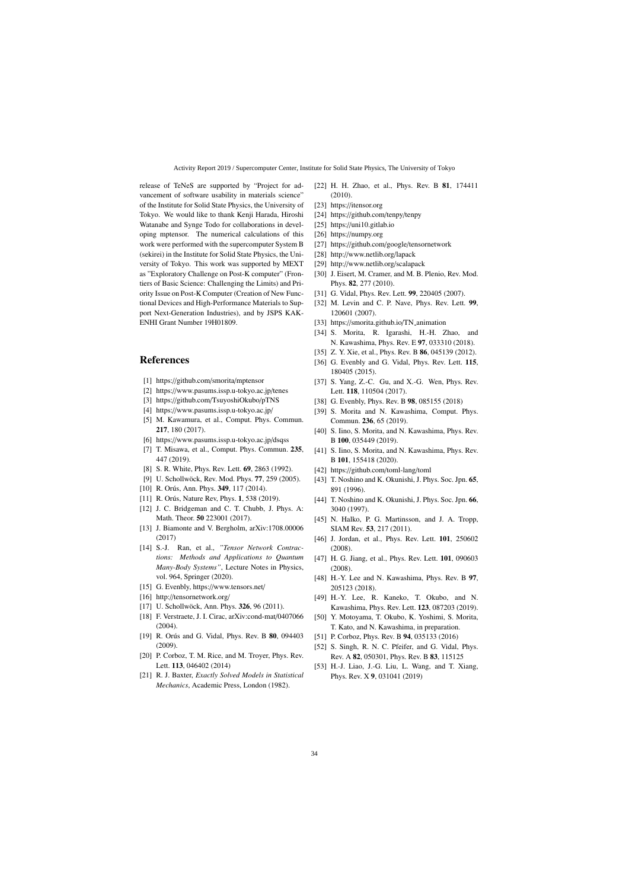release of TeNeS are supported by "Project for advancement of software usability in materials science" of the Institute for Solid State Physics, the University of Tokyo. We would like to thank Kenji Harada, Hiroshi Watanabe and Synge Todo for collaborations in developing mptensor. The numerical calculations of this work were performed with the supercomputer System B (sekirei) in the Institute for Solid State Physics, the University of Tokyo. This work was supported by MEXT as "Exploratory Challenge on Post-K computer" (Frontiers of Basic Science: Challenging the Limits) and Priority Issue on Post-K Computer (Creation of New Functional Devices and High-Performance Materials to Support Next-Generation Industries), and by JSPS KAKENHI Grant Number 19H01809.

## References

[1] https://github.com/smorita/mptensor

[2] https://www.pasums.issp.u-tokyo.ac.jp/tenes

[3] https://github.com/TsuyoshiOkubo/pTNS

[4] https://www.pasums.issp.u-tokyo.ac.jp/

[5] M. Kawamura, et al., Comput. Phys. Commun. **217**, 180 (2017).

[6] https://www.pasums.issp.u-tokyo.ac.jp/dsqss

[7] T. Misawa, et al., Comput. Phys. Commun. **235**, 447 (2019).

[8] S. R. White, Phys. Rev. Lett. **69**, 2863 (1992).

[9] U. Schollwöck, Rev. Mod. Phys. **77**, 259 (2005).

[10] R. Orús, Ann. Phys. **349**, 117 (2014).

[11] R. Orús, Nature Rev, Phys. **1**, 538 (2019).

[12] J. C. Bridgeman and C. T. Chubb, J. Phys. A: Math. Theor. **50** 223001 (2017).

[13] J. Biamonte and V. Bergholm, arXiv:1708.00006 (2017)

[14] S.-J. Ran, et al., *"Tensor Network Contractions: Methods and Applications to Quantum Many-Body Systems"*, Lecture Notes in Physics, vol. 964, Springer (2020).

[15] G. Evenbly, https://www.tensors.net/

[16] http://tensornetwork.org/

[17] U. Schollwöck, Ann. Phys. **326**, 96 (2011).

[18] F. Verstraete, J. I. Cirac, arXiv:cond-mat/0407066 (2004).

[19] R. Orús and G. Vidal, Phys. Rev. B **80**, 094403 (2009).

[20] P. Corboz, T. M. Rice, and M. Troyer, Phys. Rev. Lett. **113**, 046402 (2014)

[21] R. J. Baxter, *Exactly Solved Models in Statistical Mechanics*, Academic Press, London (1982).

[22] H. H. Zhao, et al., Phys. Rev. B **81**, 174411 (2010).

[23] https://itensor.org

[24] https://github.com/tenpy/tenpy

[25] https://uni10.gitlab.io

[26] https://numpy.org

[27] https://github.com/google/tensornetwork

[28] http://www.netlib.org/lapack

[29] http://www.netlib.org/scalapack

[30] J. Eisert, M. Cramer, and M. B. Plenio, Rev. Mod. Phys. **82**, 277 (2010).

[31] G. Vidal, Phys. Rev. Lett. **99**, 220405 (2007).

[32] M. Levin and C. P. Nave, Phys. Rev. Lett. **99**, 120601 (2007).

[33] https://smorita.github.io/TN_animation

[34] S. Morita, R. Igarashi, H.-H. Zhao, and N. Kawashima, Phys. Rev. E **97**, 033310 (2018).

[35] Z. Y. Xie, et al., Phys. Rev. B **86**, 045139 (2012).

[36] G. Evenbly and G. Vidal, Phys. Rev. Lett. **115**, 180405 (2015).

[37] S. Yang, Z.-C. Gu, and X.-G. Wen, Phys. Rev. Lett. **118**, 110504 (2017).

[38] G. Evenbly, Phys. Rev. B **98**, 085155 (2018)

[39] S. Morita and N. Kawashima, Comput. Phys. Commun. **236**, 65 (2019).

[40] S. Iino, S. Morita, and N. Kawashima, Phys. Rev. B **100**, 035449 (2019).

[41] S. Iino, S. Morita, and N. Kawashima, Phys. Rev. B **101**, 155418 (2020).

[42] https://github.com/toml-lang/toml

[43] T. Noshino and K. Okunishi, J. Phys. Soc. Jpn. **65**, 891 (1996).

[44] T. Noshino and K. Okunishi, J. Phys. Soc. Jpn. **66**, 3040 (1997).

[45] N. Halko, P. G. Martinsson, and J. A. Tropp, SIAM Rev. **53**, 217 (2011).

[46] J. Jordan, et al., Phys. Rev. Lett. **101**, 250602 (2008).

[47] H. G. Jiang, et al., Phys. Rev. Lett. **101**, 090603 (2008).

[48] H.-Y. Lee and N. Kawashima, Phys. Rev. B **97**, 205123 (2018).

[49] H.-Y. Lee, R. Kaneko, T. Okubo, and N. Kawashima, Phys. Rev. Lett. **123**, 087203 (2019).

[50] Y. Motoyama, T. Okubo, K. Yoshimi, S. Morita, T. Kato, and N. Kawashima, in preparation.

[51] P. Corboz, Phys. Rev. B **94**, 035133 (2016)

[52] S. Singh, R. N. C. Pfeifer, and G. Vidal, Phys. Rev. A **82**, 050301, Phys. Rev. B **83**, 115125

[53] H.-J. Liao, J.-G. Liu, L. Wang, and T. Xiang, Phys. Rev. X **9**, 031041 (2019)